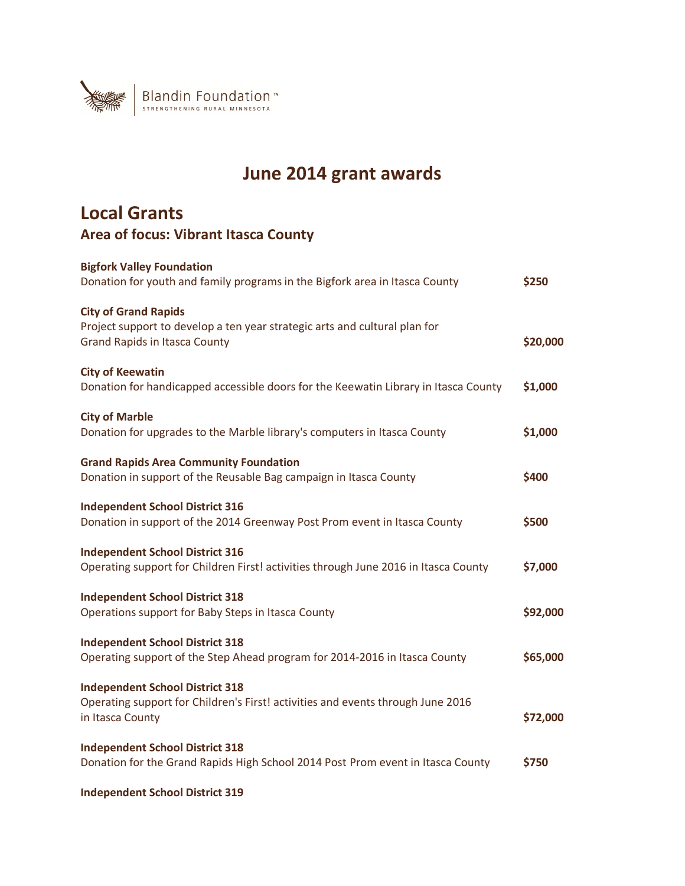Blandin Foundation™
STRENGTHENING RURAL MINNESOTA

# June 2014 grant awards

## Local Grants

### Area of focus: Vibrant Itasca County

**Bigfork Valley Foundation**
Donation for youth and family programs in the Bigfork area in Itasca County **$250**

**City of Grand Rapids**
Project support to develop a ten year strategic arts and cultural plan for Grand Rapids in Itasca County **$20,000**

**City of Keewatin**
Donation for handicapped accessible doors for the Keewatin Library in Itasca County **$1,000**

**City of Marble**
Donation for upgrades to the Marble library's computers in Itasca County **$1,000**

**Grand Rapids Area Community Foundation**
Donation in support of the Reusable Bag campaign in Itasca County **$400**

**Independent School District 316**
Donation in support of the 2014 Greenway Post Prom event in Itasca County **$500**

**Independent School District 316**
Operating support for Children First! activities through June 2016 in Itasca County **$7,000**

**Independent School District 318**
Operations support for Baby Steps in Itasca County **$92,000**

**Independent School District 318**
Operating support of the Step Ahead program for 2014-2016 in Itasca County **$65,000**

**Independent School District 318**
Operating support for Children's First! activities and events through June 2016 in Itasca County **$72,000**

**Independent School District 318**
Donation for the Grand Rapids High School 2014 Post Prom event in Itasca County **$750**

**Independent School District 319**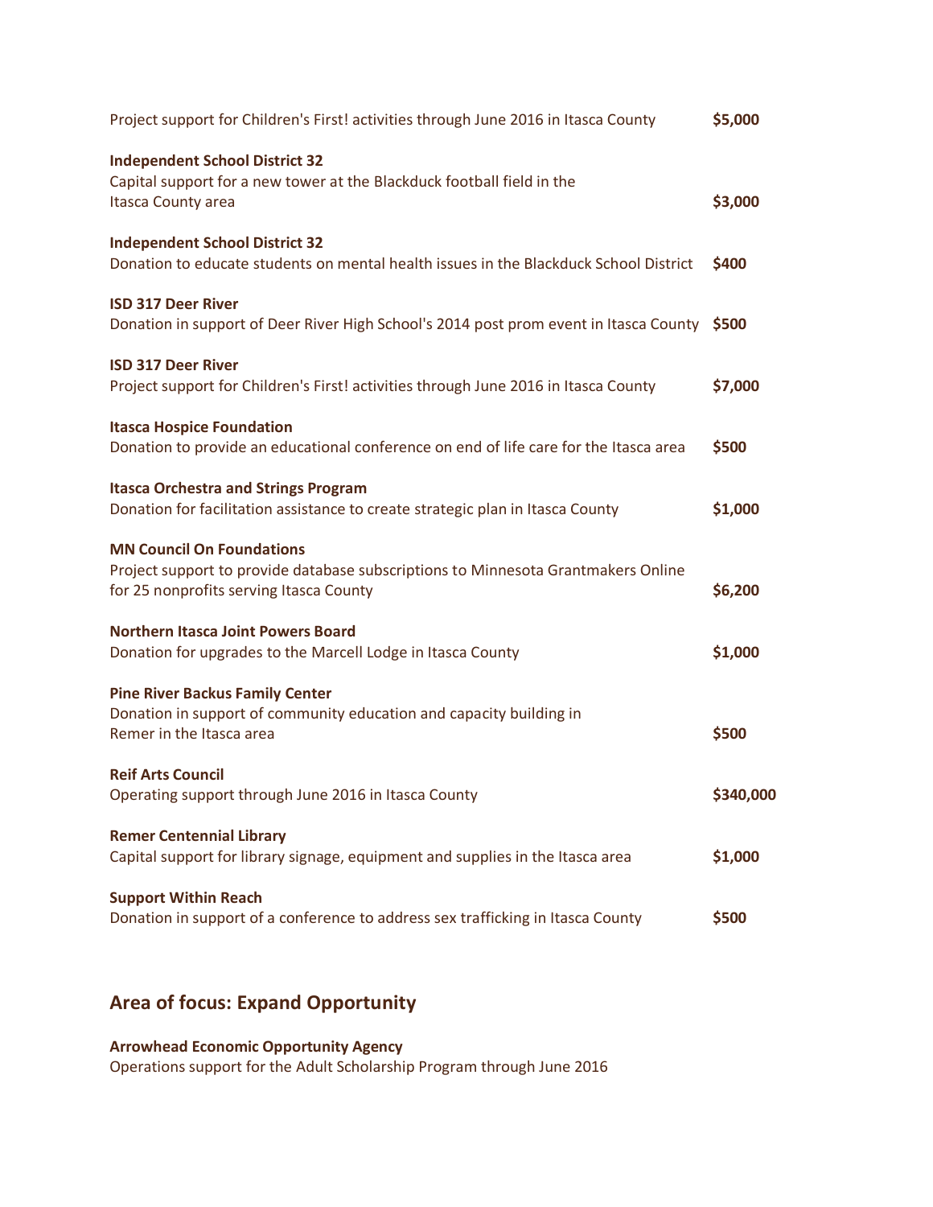Project support for Children's First! activities through June 2016 in Itasca County **$5,000**

**Independent School District 32**
Capital support for a new tower at the Blackduck football field in the Itasca County area **$3,000**

**Independent School District 32**
Donation to educate students on mental health issues in the Blackduck School District **$400**

**ISD 317 Deer River**
Donation in support of Deer River High School's 2014 post prom event in Itasca County **$500**

**ISD 317 Deer River**
Project support for Children's First! activities through June 2016 in Itasca County **$7,000**

**Itasca Hospice Foundation**
Donation to provide an educational conference on end of life care for the Itasca area **$500**

**Itasca Orchestra and Strings Program**
Donation for facilitation assistance to create strategic plan in Itasca County **$1,000**

**MN Council On Foundations**
Project support to provide database subscriptions to Minnesota Grantmakers Online for 25 nonprofits serving Itasca County **$6,200**

**Northern Itasca Joint Powers Board**
Donation for upgrades to the Marcell Lodge in Itasca County **$1,000**

**Pine River Backus Family Center**
Donation in support of community education and capacity building in Remer in the Itasca area **$500**

**Reif Arts Council**
Operating support through June 2016 in Itasca County **$340,000**

**Remer Centennial Library**
Capital support for library signage, equipment and supplies in the Itasca area **$1,000**

**Support Within Reach**
Donation in support of a conference to address sex trafficking in Itasca County **$500**

## Area of focus: Expand Opportunity

**Arrowhead Economic Opportunity Agency**
Operations support for the Adult Scholarship Program through June 2016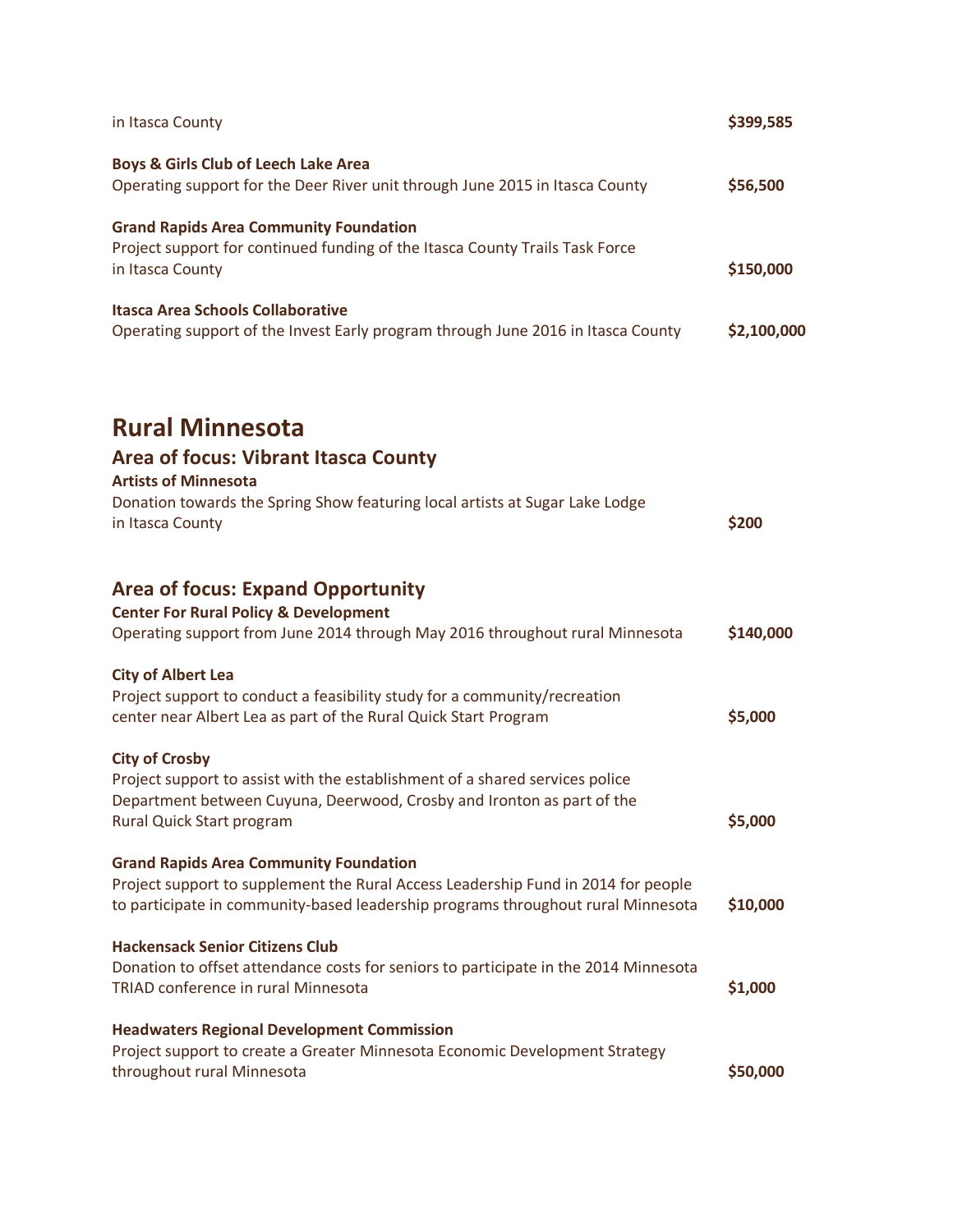in Itasca County **$399,585**

**Boys & Girls Club of Leech Lake Area**
Operating support for the Deer River unit through June 2015 in Itasca County **$56,500**

**Grand Rapids Area Community Foundation**
Project support for continued funding of the Itasca County Trails Task Force in Itasca County **$150,000**

**Itasca Area Schools Collaborative**
Operating support of the Invest Early program through June 2016 in Itasca County **$2,100,000**

# Rural Minnesota

## Area of focus: Vibrant Itasca County

**Artists of Minnesota**
Donation towards the Spring Show featuring local artists at Sugar Lake Lodge in Itasca County **$200**

## Area of focus: Expand Opportunity

**Center For Rural Policy & Development**
Operating support from June 2014 through May 2016 throughout rural Minnesota **$140,000**

**City of Albert Lea**
Project support to conduct a feasibility study for a community/recreation center near Albert Lea as part of the Rural Quick Start Program **$5,000**

**City of Crosby**
Project support to assist with the establishment of a shared services police Department between Cuyuna, Deerwood, Crosby and Ironton as part of the Rural Quick Start program **$5,000**

**Grand Rapids Area Community Foundation**
Project support to supplement the Rural Access Leadership Fund in 2014 for people to participate in community-based leadership programs throughout rural Minnesota **$10,000**

**Hackensack Senior Citizens Club**
Donation to offset attendance costs for seniors to participate in the 2014 Minnesota TRIAD conference in rural Minnesota **$1,000**

**Headwaters Regional Development Commission**
Project support to create a Greater Minnesota Economic Development Strategy throughout rural Minnesota **$50,000**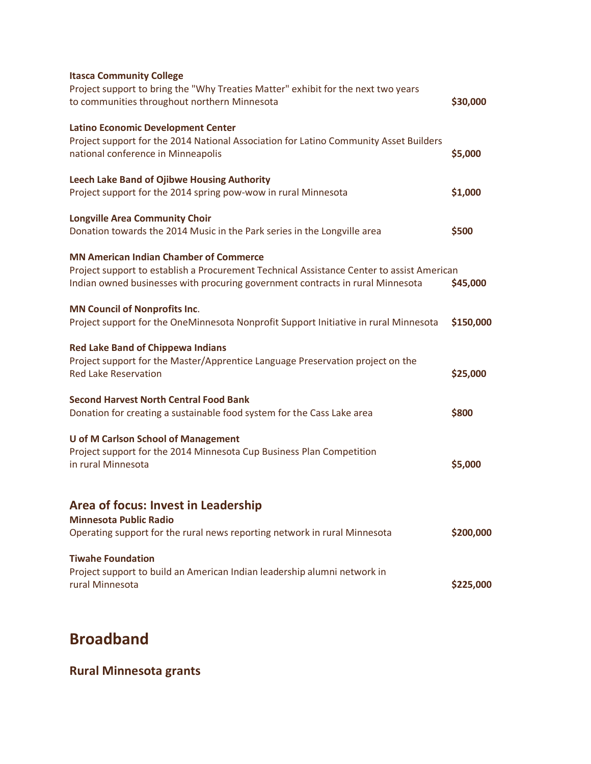**Itasca Community College**
Project support to bring the "Why Treaties Matter" exhibit for the next two years to communities throughout northern Minnesota **$30,000**

**Latino Economic Development Center**
Project support for the 2014 National Association for Latino Community Asset Builders national conference in Minneapolis **$5,000**

**Leech Lake Band of Ojibwe Housing Authority**
Project support for the 2014 spring pow-wow in rural Minnesota **$1,000**

**Longville Area Community Choir**
Donation towards the 2014 Music in the Park series in the Longville area **$500**

**MN American Indian Chamber of Commerce**
Project support to establish a Procurement Technical Assistance Center to assist American Indian owned businesses with procuring government contracts in rural Minnesota **$45,000**

**MN Council of Nonprofits Inc**.
Project support for the OneMinnesota Nonprofit Support Initiative in rural Minnesota **$150,000**

**Red Lake Band of Chippewa Indians**
Project support for the Master/Apprentice Language Preservation project on the Red Lake Reservation **$25,000**

**Second Harvest North Central Food Bank**
Donation for creating a sustainable food system for the Cass Lake area **$800**

**U of M Carlson School of Management**
Project support for the 2014 Minnesota Cup Business Plan Competition in rural Minnesota **$5,000**

### Area of focus: Invest in Leadership

**Minnesota Public Radio**
Operating support for the rural news reporting network in rural Minnesota **$200,000**

**Tiwahe Foundation**
Project support to build an American Indian leadership alumni network in rural Minnesota **$225,000**

## Broadband

### Rural Minnesota grants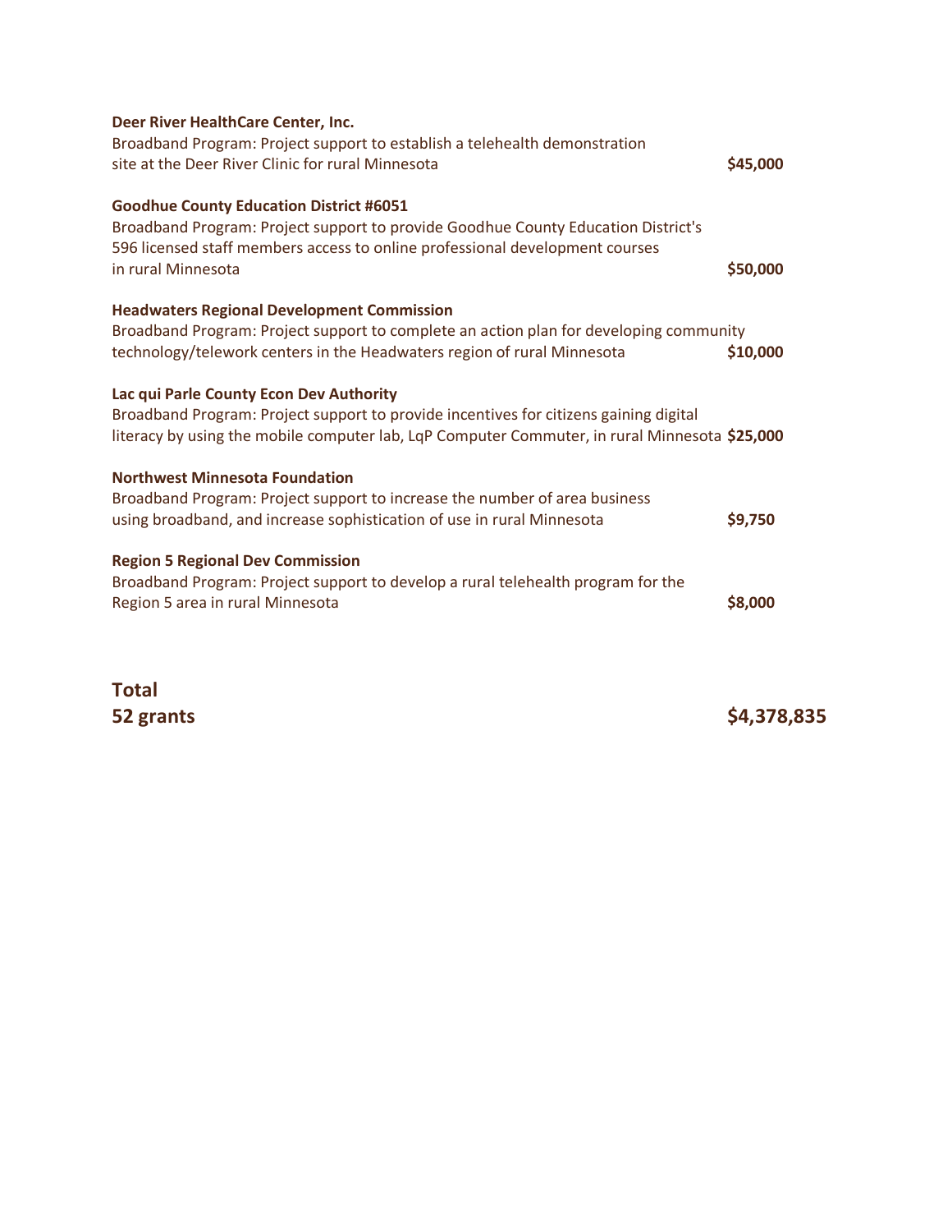**Deer River HealthCare Center, Inc.**
Broadband Program: Project support to establish a telehealth demonstration site at the Deer River Clinic for rural Minnesota **$45,000**

**Goodhue County Education District #6051**
Broadband Program: Project support to provide Goodhue County Education District's 596 licensed staff members access to online professional development courses in rural Minnesota **$50,000**

**Headwaters Regional Development Commission**
Broadband Program: Project support to complete an action plan for developing community technology/telework centers in the Headwaters region of rural Minnesota **$10,000**

**Lac qui Parle County Econ Dev Authority**
Broadband Program: Project support to provide incentives for citizens gaining digital literacy by using the mobile computer lab, LqP Computer Commuter, in rural Minnesota **$25,000**

**Northwest Minnesota Foundation**
Broadband Program: Project support to increase the number of area business using broadband, and increase sophistication of use in rural Minnesota **$9,750**

**Region 5 Regional Dev Commission**
Broadband Program: Project support to develop a rural telehealth program for the Region 5 area in rural Minnesota **$8,000**

**Total**
**52 grants** **$4,378,835**